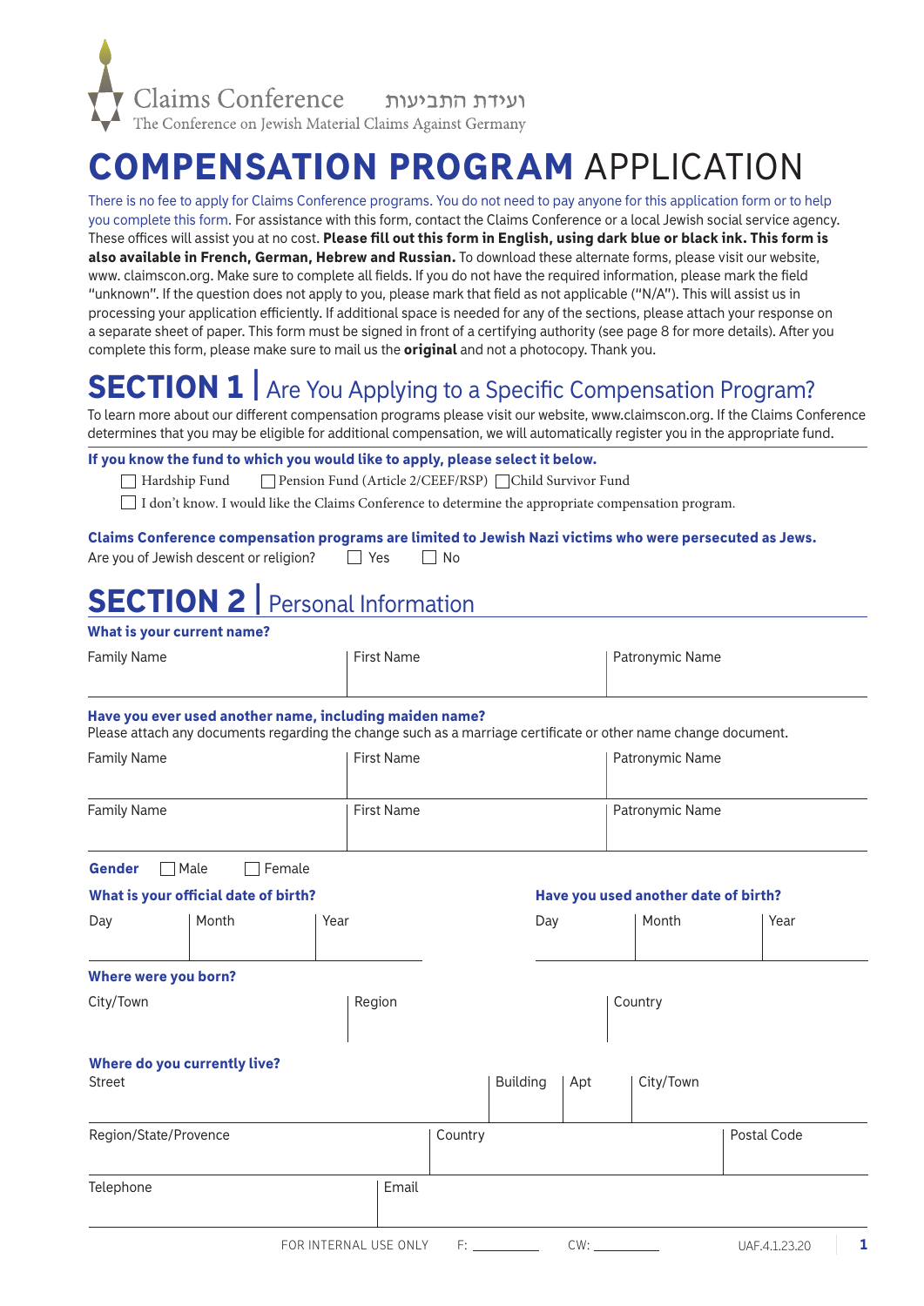Claims Conference ועידת התביעות
The Conference on Jewish Material Claims Against Germany

# COMPENSATION PROGRAM APPLICATION

There is no fee to apply for Claims Conference programs. You do not need to pay anyone for this application form or to help you complete this form. For assistance with this form, contact the Claims Conference or a local Jewish social service agency. These offices will assist you at no cost. **Please fill out this form in English, using dark blue or black ink. This form is also available in French, German, Hebrew and Russian.** To download these alternate forms, please visit our website, www. claimscon.org. Make sure to complete all fields. If you do not have the required information, please mark the field "unknown". If the question does not apply to you, please mark that field as not applicable ("N/A"). This will assist us in processing your application efficiently. If additional space is needed for any of the sections, please attach your response on a separate sheet of paper. This form must be signed in front of a certifying authority (see page 8 for more details). After you complete this form, please make sure to mail us the **original** and not a photocopy. Thank you.

## SECTION 1 | Are You Applying to a Specific Compensation Program?

To learn more about our different compensation programs please visit our website, www.claimscon.org. If the Claims Conference determines that you may be eligible for additional compensation, we will automatically register you in the appropriate fund.

**If you know the fund to which you would like to apply, please select it below.**

☐ Hardship Fund ☐ Pension Fund (Article 2/CEEF/RSP) ☐ Child Survivor Fund

☐ I don't know. I would like the Claims Conference to determine the appropriate compensation program.

**Claims Conference compensation programs are limited to Jewish Nazi victims who were persecuted as Jews.**

Are you of Jewish descent or religion? ☐ Yes ☐ No

## SECTION 2 | Personal Information

**What is your current name?**

| Family Name | First Name | Patronymic Name |
|---|---|---|
| | | |

**Have you ever used another name, including maiden name?**
Please attach any documents regarding the change such as a marriage certificate or other name change document.

| Family Name | First Name | Patronymic Name |
|---|---|---|
| | | |
| Family Name | First Name | Patronymic Name |
| | | |

**Gender** ☐ Male ☐ Female

**What is your official date of birth?**

| Day | Month | Year |
|---|---|---|
| | | |

**Have you used another date of birth?**

| Day | Month | Year |
|---|---|---|
| | | |

**Where were you born?**

| City/Town | Region | Country |
|---|---|---|
| | | |

**Where do you currently live?**

| Street | Building | Apt | City/Town |
|---|---|---|---|
| | | | |

| Region/State/Provence | Country | Postal Code |
|---|---|---|
| | | |

| Telephone | Email |
|---|---|
| | |

FOR INTERNAL USE ONLY F: __________ CW: __________ UAF.4.1.23.20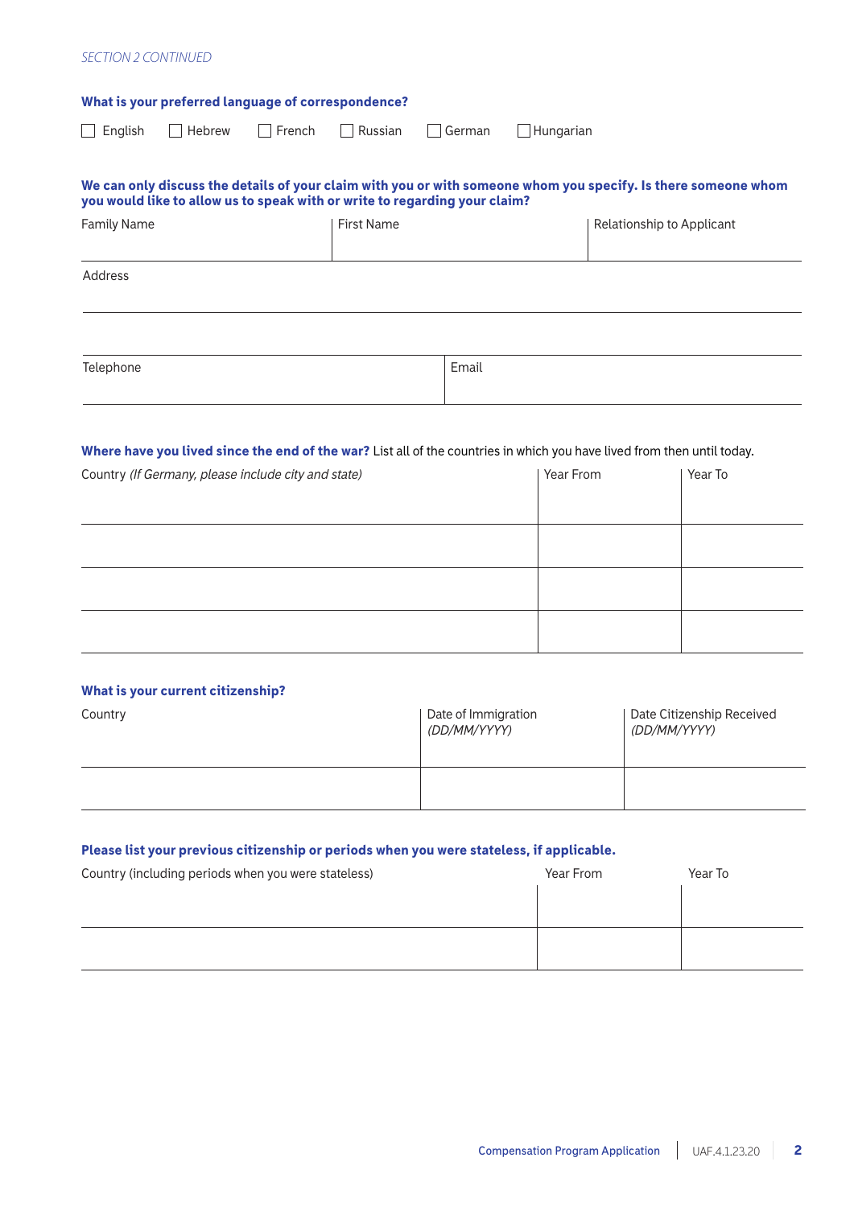*SECTION 2 CONTINUED*

**What is your preferred language of correspondence?**

☐ English ☐ Hebrew ☐ French ☐ Russian ☐ German ☐ Hungarian

**We can only discuss the details of your claim with you or with someone whom you specify. Is there someone whom you would like to allow us to speak with or write to regarding your claim?**

| Family Name | First Name | Relationship to Applicant |
|---|---|---|
| | | |

| Address |
|---|
| |

| Telephone | Email |
|---|---|
| | |

**Where have you lived since the end of the war?** List all of the countries in which you have lived from then until today.

| Country *(If Germany, please include city and state)* | Year From | Year To |
|---|---|---|
| | | |
| | | |
| | | |
| | | |

**What is your current citizenship?**

| Country | Date of Immigration *(DD/MM/YYYY)* | Date Citizenship Received *(DD/MM/YYYY)* |
|---|---|---|
| | | |
| | | |

**Please list your previous citizenship or periods when you were stateless, if applicable.**

| Country (including periods when you were stateless) | Year From | Year To |
|---|---|---|
| | | |
| | | |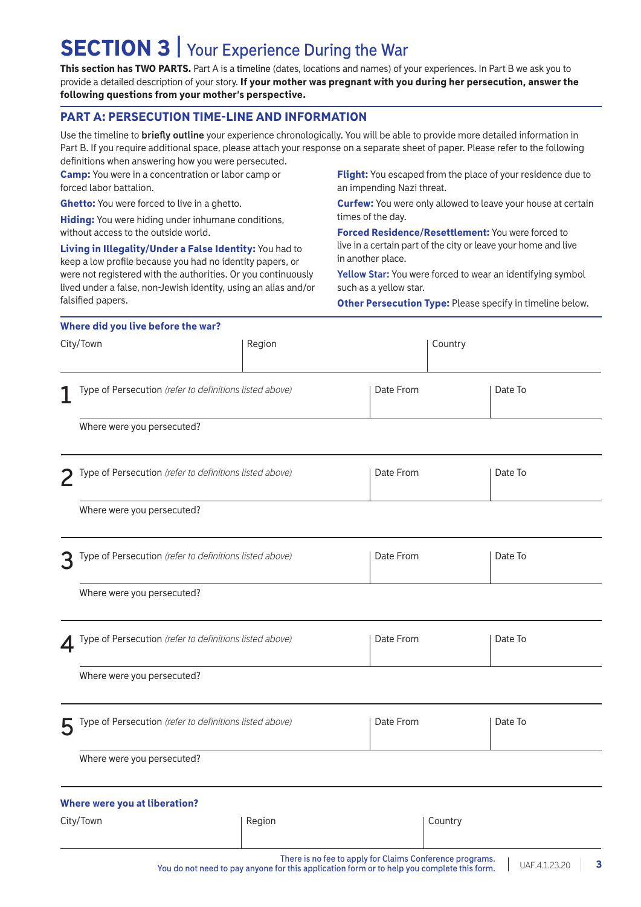# SECTION 3 | Your Experience During the War

**This section has TWO PARTS.** Part A is a timeline (dates, locations and names) of your experiences. In Part B we ask you to provide a detailed description of your story. **If your mother was pregnant with you during her persecution, answer the following questions from your mother's perspective.**

## PART A: PERSECUTION TIME-LINE AND INFORMATION

Use the timeline to **briefly outline** your experience chronologically. You will be able to provide more detailed information in Part B. If you require additional space, please attach your response on a separate sheet of paper. Please refer to the following definitions when answering how you were persecuted.

**Camp:** You were in a concentration or labor camp or forced labor battalion.

**Ghetto:** You were forced to live in a ghetto.

**Hiding:** You were hiding under inhumane conditions, without access to the outside world.

**Living in Illegality/Under a False Identity:** You had to keep a low profile because you had no identity papers, or were not registered with the authorities. Or you continuously lived under a false, non-Jewish identity, using an alias and/or falsified papers.

**Flight:** You escaped from the place of your residence due to an impending Nazi threat.

**Curfew:** You were only allowed to leave your house at certain times of the day.

**Forced Residence/Resettlement:** You were forced to live in a certain part of the city or leave your home and live in another place.

**Yellow Star:** You were forced to wear an identifying symbol such as a yellow star.

**Other Persecution Type:** Please specify in timeline below.

**Where did you live before the war?**

| City/Town | Region | Country |
|---|---|---|
| | | |

| | Type of Persecution *(refer to definitions listed above)* | Date From | Date To |
|---|---|---|---|
| 1 | | | |
| | Where were you persecuted? | | |
| 2 | | | |
| | Where were you persecuted? | | |
| 3 | | | |
| | Where were you persecuted? | | |
| 4 | | | |
| | Where were you persecuted? | | |
| 5 | | | |
| | Where were you persecuted? | | |

**Where were you at liberation?**

| City/Town | Region | Country |
|---|---|---|
| | | |

There is no fee to apply for Claims Conference programs.
You do not need to pay anyone for this application form or to help you complete this form.

UAF.4.1.23.20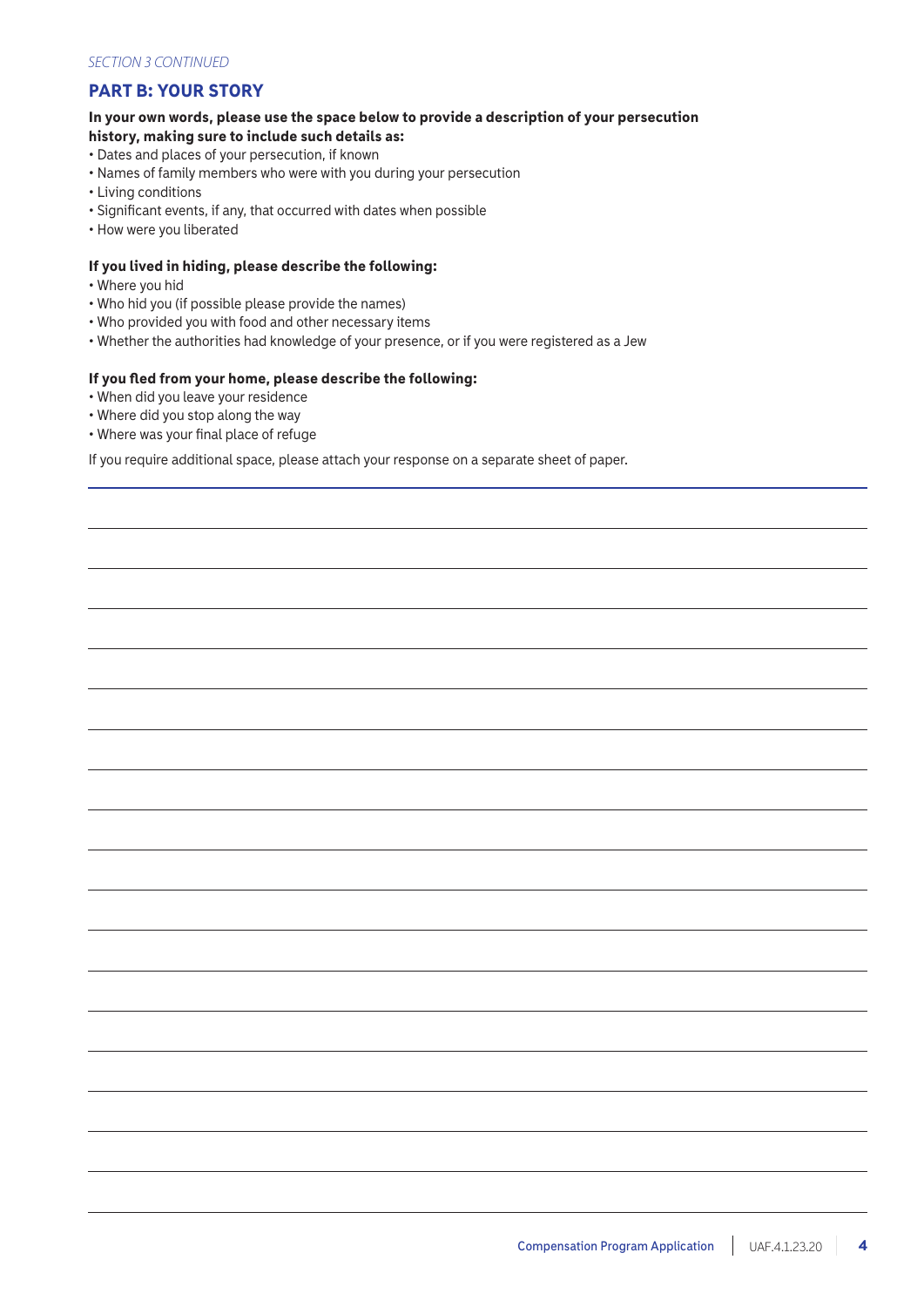*SECTION 3 CONTINUED*

## PART B: YOUR STORY

**In your own words, please use the space below to provide a description of your persecution history, making sure to include such details as:**

- Dates and places of your persecution, if known
- Names of family members who were with you during your persecution
- Living conditions
- Significant events, if any, that occurred with dates when possible
- How were you liberated

**If you lived in hiding, please describe the following:**

- Where you hid
- Who hid you (if possible please provide the names)
- Who provided you with food and other necessary items
- Whether the authorities had knowledge of your presence, or if you were registered as a Jew

**If you fled from your home, please describe the following:**

- When did you leave your residence
- Where did you stop along the way
- Where was your final place of refuge

If you require additional space, please attach your response on a separate sheet of paper.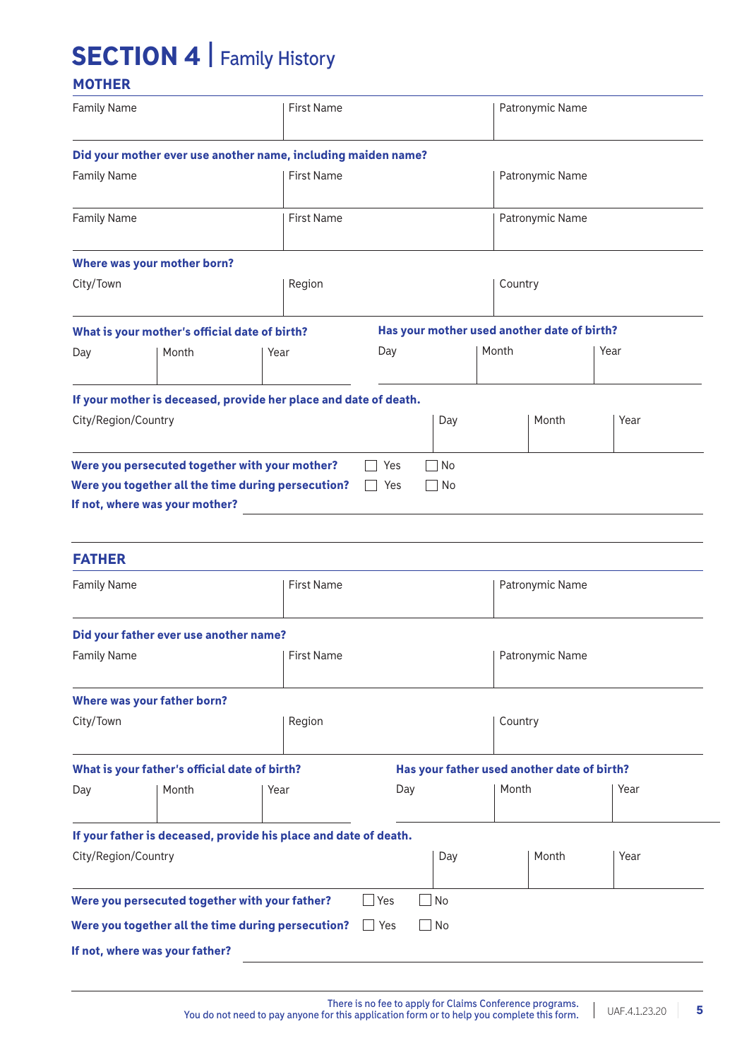# SECTION 4 | Family History

## MOTHER

| Family Name | First Name | Patronymic Name |
|---|---|---|
| | | |

**Did your mother ever use another name, including maiden name?**

| Family Name | First Name | Patronymic Name |
|---|---|---|
| | | |
| Family Name | First Name | Patronymic Name |
| | | |

**Where was your mother born?**

| City/Town | Region | Country |
|---|---|---|
| | | |

**What is your mother's official date of birth?**

| Day | Month | Year |
|---|---|---|
| | | |

**Has your mother used another date of birth?**

| Day | Month | Year |
|---|---|---|
| | | |

**If your mother is deceased, provide her place and date of death.**

| City/Region/Country | Day | Month | Year |
|---|---|---|---|
| | | | |

**Were you persecuted together with your mother?** ☐ Yes ☐ No

**Were you together all the time during persecution?** ☐ Yes ☐ No

**If not, where was your mother?** ____________________

## FATHER

| Family Name | First Name | Patronymic Name |
|---|---|---|
| | | |

**Did your father ever use another name?**

| Family Name | First Name | Patronymic Name |
|---|---|---|
| | | |

**Where was your father born?**

| City/Town | Region | Country |
|---|---|---|
| | | |

**What is your father's official date of birth?**

| Day | Month | Year |
|---|---|---|
| | | |

**Has your father used another date of birth?**

| Day | Month | Year |
|---|---|---|
| | | |

**If your father is deceased, provide his place and date of death.**

| City/Region/Country | Day | Month | Year |
|---|---|---|---|
| | | | |

**Were you persecuted together with your father?** ☐ Yes ☐ No

**Were you together all the time during persecution?** ☐ Yes ☐ No

**If not, where was your father?** ____________________

There is no fee to apply for Claims Conference programs.
You do not need to pay anyone for this application form or to help you complete this form.

UAF.4.1.23.20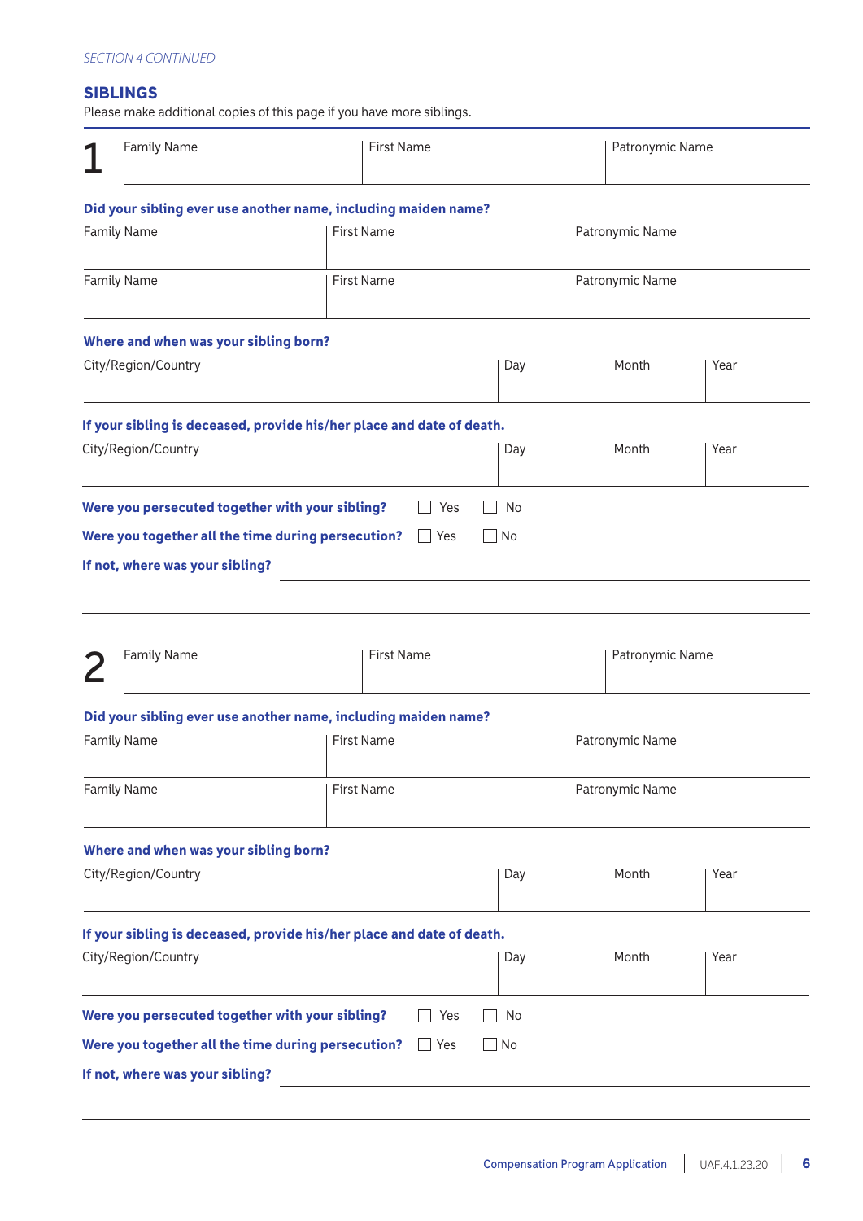*SECTION 4 CONTINUED*

## SIBLINGS

Please make additional copies of this page if you have more siblings.

**1**

| Family Name | First Name | Patronymic Name |
|---|---|---|
| | | |

**Did your sibling ever use another name, including maiden name?**

| Family Name | First Name | Patronymic Name |
|---|---|---|
| | | |
| Family Name | First Name | Patronymic Name |
| | | |

**Where and when was your sibling born?**

| City/Region/Country | Day | Month | Year |
|---|---|---|---|
| | | | |

**If your sibling is deceased, provide his/her place and date of death.**

| City/Region/Country | Day | Month | Year |
|---|---|---|---|
| | | | |

**Were you persecuted together with your sibling?** ☐ Yes ☐ No

**Were you together all the time during persecution?** ☐ Yes ☐ No

**If not, where was your sibling?** \_\_\_\_\_\_\_\_\_\_\_\_\_\_\_\_\_\_\_\_\_\_\_\_\_\_\_\_

\_\_\_\_\_\_\_\_\_\_\_\_\_\_\_\_\_\_\_\_\_\_\_\_\_\_\_\_\_\_\_\_\_\_\_\_\_\_\_\_\_\_\_\_\_\_\_\_\_\_\_\_

**2**

| Family Name | First Name | Patronymic Name |
|---|---|---|
| | | |

**Did your sibling ever use another name, including maiden name?**

| Family Name | First Name | Patronymic Name |
|---|---|---|
| | | |
| Family Name | First Name | Patronymic Name |
| | | |

**Where and when was your sibling born?**

| City/Region/Country | Day | Month | Year |
|---|---|---|---|
| | | | |

**If your sibling is deceased, provide his/her place and date of death.**

| City/Region/Country | Day | Month | Year |
|---|---|---|---|
| | | | |

**Were you persecuted together with your sibling?** ☐ Yes ☐ No

**Were you together all the time during persecution?** ☐ Yes ☐ No

**If not, where was your sibling?** \_\_\_\_\_\_\_\_\_\_\_\_\_\_\_\_\_\_\_\_\_\_\_\_\_\_\_\_

\_\_\_\_\_\_\_\_\_\_\_\_\_\_\_\_\_\_\_\_\_\_\_\_\_\_\_\_\_\_\_\_\_\_\_\_\_\_\_\_\_\_\_\_\_\_\_\_\_\_\_\_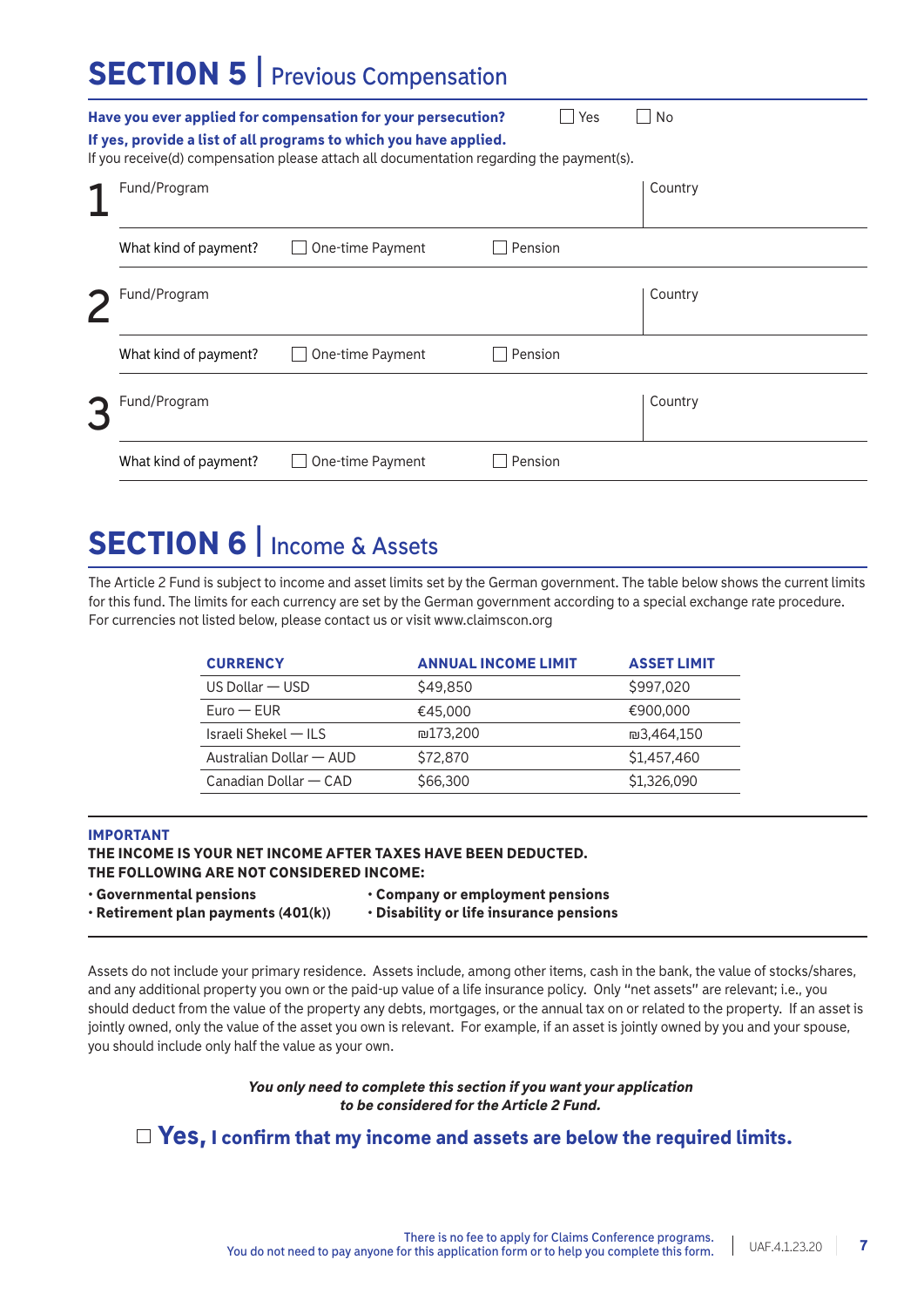# SECTION 5 | Previous Compensation

**Have you ever applied for compensation for your persecution?** ☐ Yes ☐ No

**If yes, provide a list of all programs to which you have applied.**

If you receive(d) compensation please attach all documentation regarding the payment(s).

1. Fund/Program | Country

   What kind of payment? ☐ One-time Payment ☐ Pension

2. Fund/Program | Country

   What kind of payment? ☐ One-time Payment ☐ Pension

3. Fund/Program | Country

   What kind of payment? ☐ One-time Payment ☐ Pension

# SECTION 6 | Income & Assets

The Article 2 Fund is subject to income and asset limits set by the German government. The table below shows the current limits for this fund. The limits for each currency are set by the German government according to a special exchange rate procedure. For currencies not listed below, please contact us or visit www.claimscon.org

| CURRENCY | ANNUAL INCOME LIMIT | ASSET LIMIT |
|---|---|---|
| US Dollar — USD | $49,850 | $997,020 |
| Euro — EUR | €45,000 | €900,000 |
| Israeli Shekel — ILS | ₪173,200 | ₪3,464,150 |
| Australian Dollar — AUD | $72,870 | $1,457,460 |
| Canadian Dollar — CAD | $66,300 | $1,326,090 |

**IMPORTANT**

**THE INCOME IS YOUR NET INCOME AFTER TAXES HAVE BEEN DEDUCTED.**

**THE FOLLOWING ARE NOT CONSIDERED INCOME:**

- **Governmental pensions**
- **Retirement plan payments (401(k))**
- **Company or employment pensions**
- **Disability or life insurance pensions**

Assets do not include your primary residence. Assets include, among other items, cash in the bank, the value of stocks/shares, and any additional property you own or the paid-up value of a life insurance policy. Only "net assets" are relevant; i.e., you should deduct from the value of the property any debts, mortgages, or the annual tax on or related to the property. If an asset is jointly owned, only the value of the asset you own is relevant. For example, if an asset is jointly owned by you and your spouse, you should include only half the value as your own.

***You only need to complete this section if you want your application to be considered for the Article 2 Fund.***

☐ **Yes, I confirm that my income and assets are below the required limits.**

There is no fee to apply for Claims Conference programs.
You do not need to pay anyone for this application form or to help you complete this form.

UAF.4.1.23.20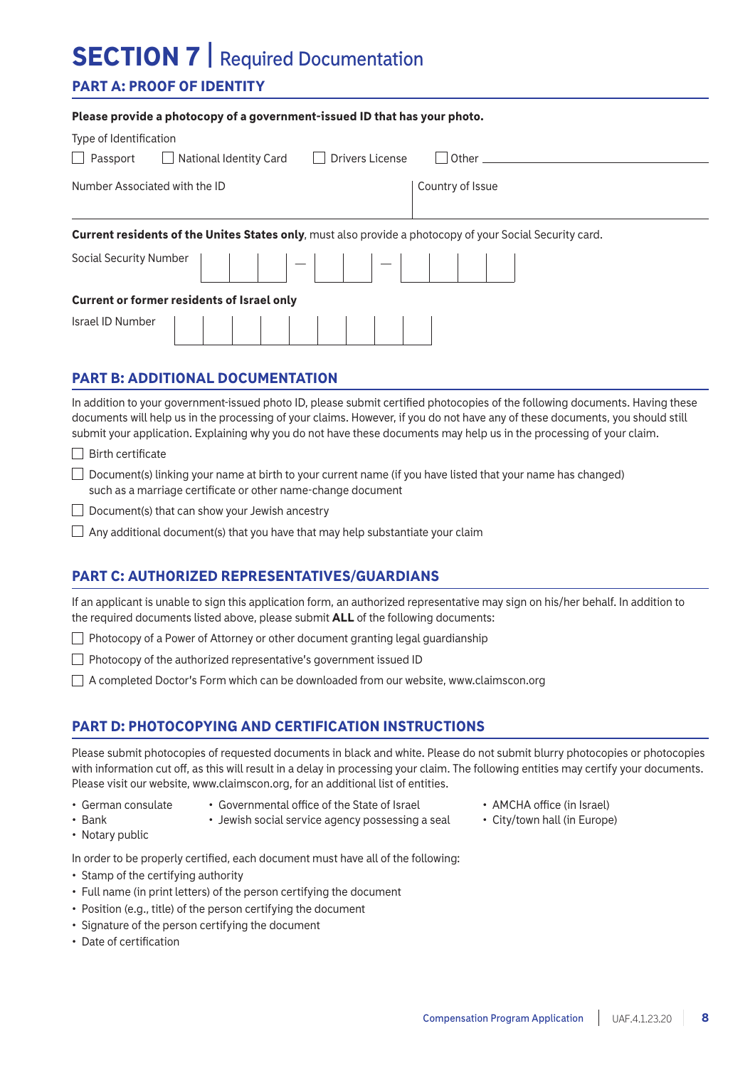# SECTION 7 | Required Documentation

## PART A: PROOF OF IDENTITY

**Please provide a photocopy of a government-issued ID that has your photo.**

Type of Identification

☐ Passport ☐ National Identity Card ☐ Drivers License ☐ Other ____________

| Number Associated with the ID | Country of Issue |
|---|---|
| | |

**Current residents of the Unites States only**, must also provide a photocopy of your Social Security card.

Social Security Number ☐☐☐ — ☐☐ — ☐☐☐☐

**Current or former residents of Israel only**

Israel ID Number ☐☐☐☐☐☐☐☐☐

## PART B: ADDITIONAL DOCUMENTATION

In addition to your government-issued photo ID, please submit certified photocopies of the following documents. Having these documents will help us in the processing of your claims. However, if you do not have any of these documents, you should still submit your application. Explaining why you do not have these documents may help us in the processing of your claim.

☐ Birth certificate

☐ Document(s) linking your name at birth to your current name (if you have listed that your name has changed) such as a marriage certificate or other name-change document

☐ Document(s) that can show your Jewish ancestry

☐ Any additional document(s) that you have that may help substantiate your claim

## PART C: AUTHORIZED REPRESENTATIVES/GUARDIANS

If an applicant is unable to sign this application form, an authorized representative may sign on his/her behalf. In addition to the required documents listed above, please submit **ALL** of the following documents:

☐ Photocopy of a Power of Attorney or other document granting legal guardianship

☐ Photocopy of the authorized representative's government issued ID

☐ A completed Doctor's Form which can be downloaded from our website, www.claimscon.org

## PART D: PHOTOCOPYING AND CERTIFICATION INSTRUCTIONS

Please submit photocopies of requested documents in black and white. Please do not submit blurry photocopies or photocopies with information cut off, as this will result in a delay in processing your claim. The following entities may certify your documents. Please visit our website, www.claimscon.org, for an additional list of entities.

- German consulate
- Bank
- Notary public
- Governmental office of the State of Israel
- Jewish social service agency possessing a seal
- AMCHA office (in Israel)
- City/town hall (in Europe)

In order to be properly certified, each document must have all of the following:

- Stamp of the certifying authority
- Full name (in print letters) of the person certifying the document
- Position (e.g., title) of the person certifying the document
- Signature of the person certifying the document
- Date of certification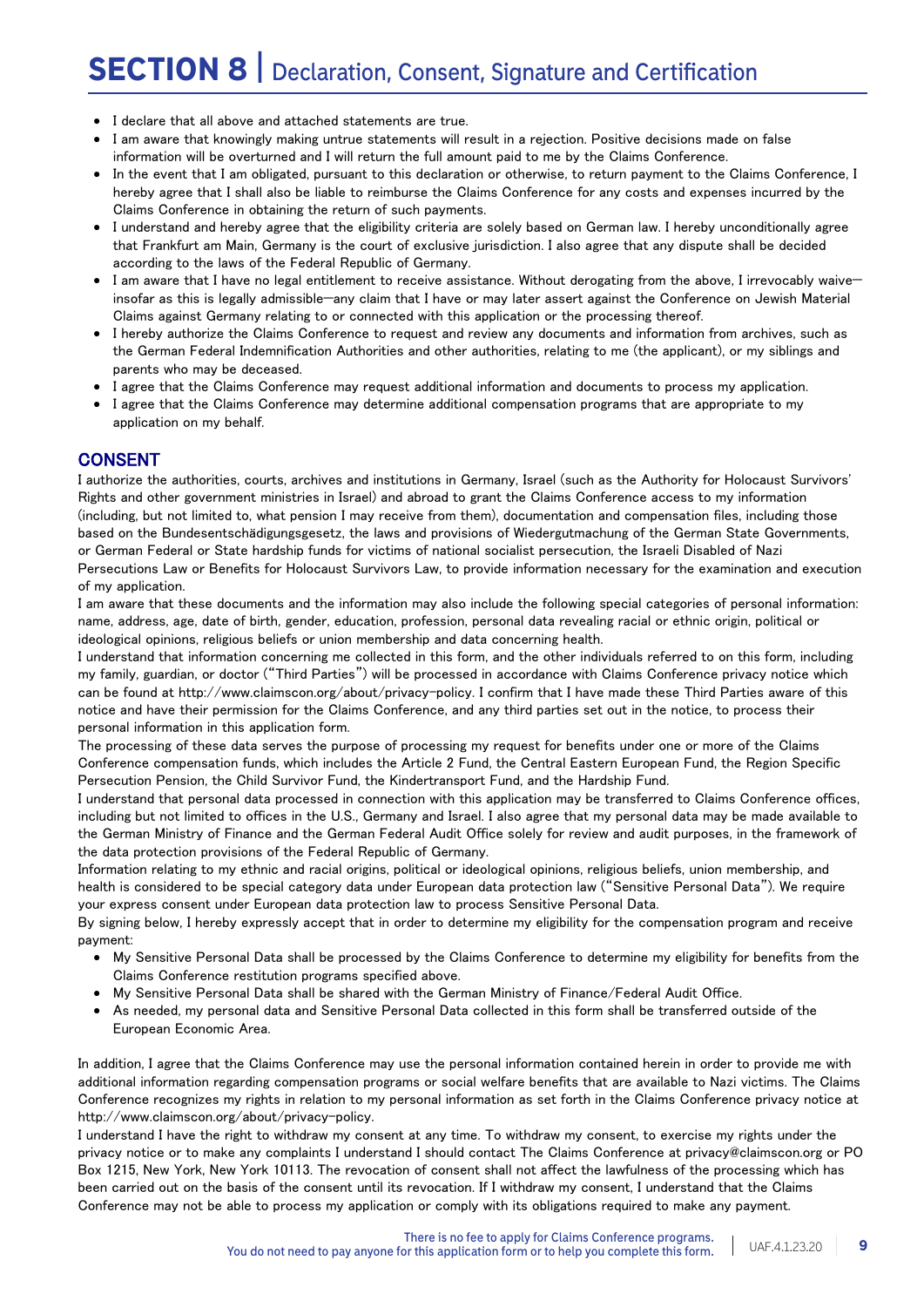# SECTION 8 | Declaration, Consent, Signature and Certification

- I declare that all above and attached statements are true.
- I am aware that knowingly making untrue statements will result in a rejection. Positive decisions made on false information will be overturned and I will return the full amount paid to me by the Claims Conference.
- In the event that I am obligated, pursuant to this declaration or otherwise, to return payment to the Claims Conference, I hereby agree that I shall also be liable to reimburse the Claims Conference for any costs and expenses incurred by the Claims Conference in obtaining the return of such payments.
- I understand and hereby agree that the eligibility criteria are solely based on German law. I hereby unconditionally agree that Frankfurt am Main, Germany is the court of exclusive jurisdiction. I also agree that any dispute shall be decided according to the laws of the Federal Republic of Germany.
- I am aware that I have no legal entitlement to receive assistance. Without derogating from the above, I irrevocably waive—insofar as this is legally admissible—any claim that I have or may later assert against the Conference on Jewish Material Claims against Germany relating to or connected with this application or the processing thereof.
- I hereby authorize the Claims Conference to request and review any documents and information from archives, such as the German Federal Indemnification Authorities and other authorities, relating to me (the applicant), or my siblings and parents who may be deceased.
- I agree that the Claims Conference may request additional information and documents to process my application.
- I agree that the Claims Conference may determine additional compensation programs that are appropriate to my application on my behalf.

## CONSENT

I authorize the authorities, courts, archives and institutions in Germany, Israel (such as the Authority for Holocaust Survivors' Rights and other government ministries in Israel) and abroad to grant the Claims Conference access to my information (including, but not limited to, what pension I may receive from them), documentation and compensation files, including those based on the Bundesentschädigungsgesetz, the laws and provisions of Wiedergutmachung of the German State Governments, or German Federal or State hardship funds for victims of national socialist persecution, the Israeli Disabled of Nazi Persecutions Law or Benefits for Holocaust Survivors Law, to provide information necessary for the examination and execution of my application.

I am aware that these documents and the information may also include the following special categories of personal information: name, address, age, date of birth, gender, education, profession, personal data revealing racial or ethnic origin, political or ideological opinions, religious beliefs or union membership and data concerning health.

I understand that information concerning me collected in this form, and the other individuals referred to on this form, including my family, guardian, or doctor ("Third Parties") will be processed in accordance with Claims Conference privacy notice which can be found at http://www.claimscon.org/about/privacy-policy. I confirm that I have made these Third Parties aware of this notice and have their permission for the Claims Conference, and any third parties set out in the notice, to process their personal information in this application form.

The processing of these data serves the purpose of processing my request for benefits under one or more of the Claims Conference compensation funds, which includes the Article 2 Fund, the Central Eastern European Fund, the Region Specific Persecution Pension, the Child Survivor Fund, the Kindertransport Fund, and the Hardship Fund.

I understand that personal data processed in connection with this application may be transferred to Claims Conference offices, including but not limited to offices in the U.S., Germany and Israel. I also agree that my personal data may be made available to the German Ministry of Finance and the German Federal Audit Office solely for review and audit purposes, in the framework of the data protection provisions of the Federal Republic of Germany.

Information relating to my ethnic and racial origins, political or ideological opinions, religious beliefs, union membership, and health is considered to be special category data under European data protection law ("Sensitive Personal Data"). We require your express consent under European data protection law to process Sensitive Personal Data.

By signing below, I hereby expressly accept that in order to determine my eligibility for the compensation program and receive payment:

- My Sensitive Personal Data shall be processed by the Claims Conference to determine my eligibility for benefits from the Claims Conference restitution programs specified above.
- My Sensitive Personal Data shall be shared with the German Ministry of Finance/Federal Audit Office.
- As needed, my personal data and Sensitive Personal Data collected in this form shall be transferred outside of the European Economic Area.

In addition, I agree that the Claims Conference may use the personal information contained herein in order to provide me with additional information regarding compensation programs or social welfare benefits that are available to Nazi victims. The Claims Conference recognizes my rights in relation to my personal information as set forth in the Claims Conference privacy notice at http://www.claimscon.org/about/privacy-policy.

I understand I have the right to withdraw my consent at any time. To withdraw my consent, to exercise my rights under the privacy notice or to make any complaints I understand I should contact The Claims Conference at privacy@claimscon.org or PO Box 1215, New York, New York 10113. The revocation of consent shall not affect the lawfulness of the processing which has been carried out on the basis of the consent until its revocation. If I withdraw my consent, I understand that the Claims Conference may not be able to process my application or comply with its obligations required to make any payment.

There is no fee to apply for Claims Conference programs.
You do not need to pay anyone for this application form or to help you complete this form.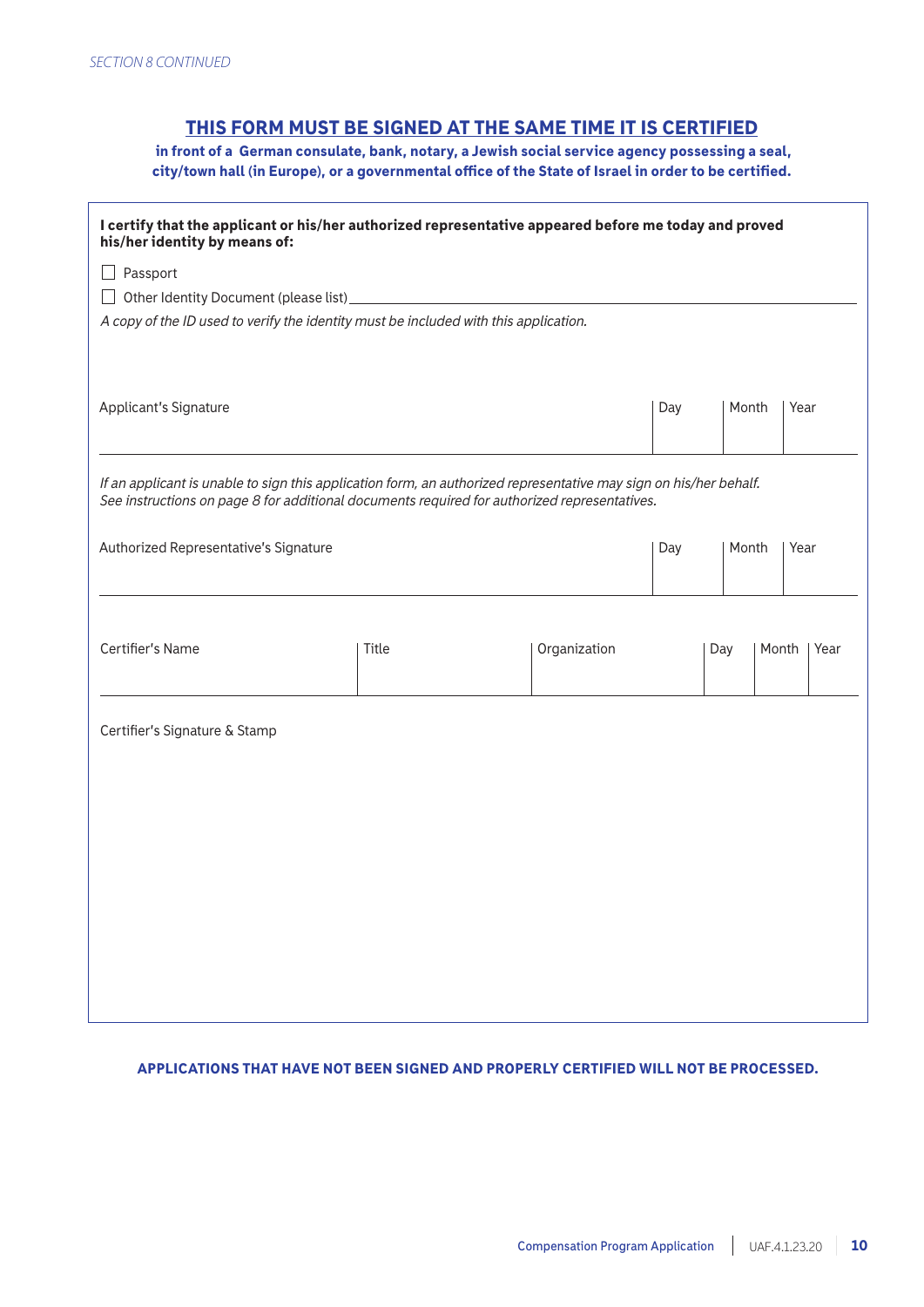*SECTION 8 CONTINUED*

## THIS FORM MUST BE SIGNED AT THE SAME TIME IT IS CERTIFIED

**in front of a German consulate, bank, notary, a Jewish social service agency possessing a seal, city/town hall (in Europe), or a governmental office of the State of Israel in order to be certified.**

**I certify that the applicant or his/her authorized representative appeared before me today and proved his/her identity by means of:**

☐ Passport

☐ Other Identity Document (please list) ____________________

*A copy of the ID used to verify the identity must be included with this application.*

| Applicant's Signature | Day | Month | Year |
|---|---|---|---|
| | | | |

*If an applicant is unable to sign this application form, an authorized representative may sign on his/her behalf. See instructions on page 8 for additional documents required for authorized representatives.*

| Authorized Representative's Signature | Day | Month | Year |
|---|---|---|---|
| | | | |

| Certifier's Name | Title | Organization | Day | Month | Year |
|---|---|---|---|---|---|
| | | | | | |

Certifier's Signature & Stamp

**APPLICATIONS THAT HAVE NOT BEEN SIGNED AND PROPERLY CERTIFIED WILL NOT BE PROCESSED.**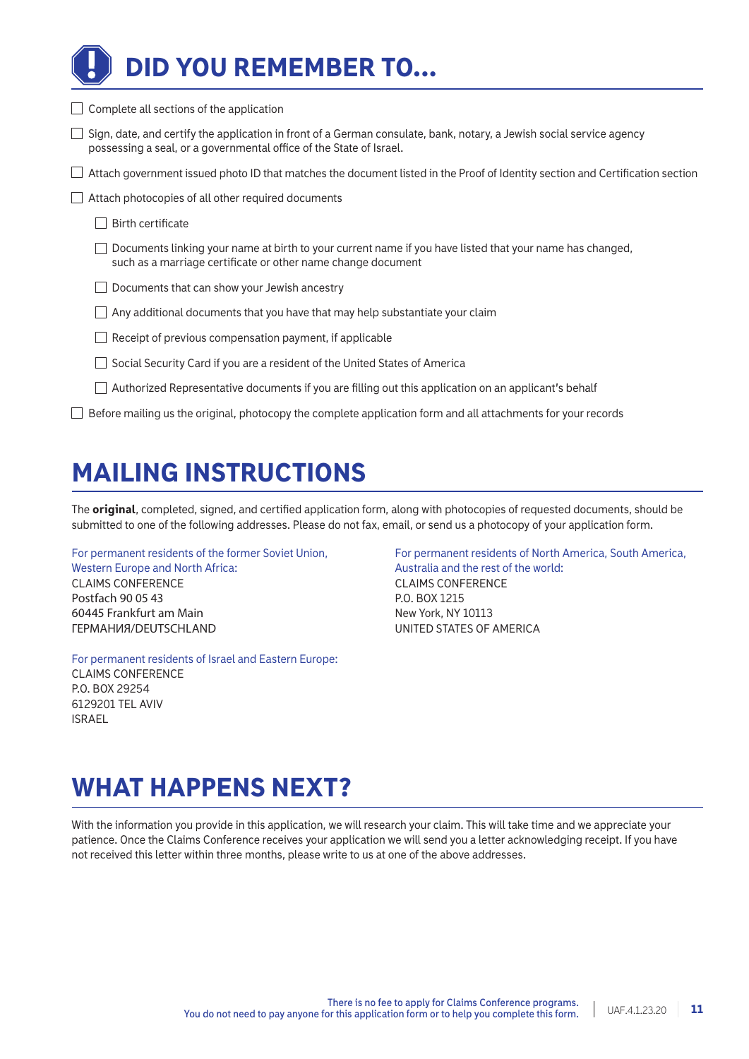# DID YOU REMEMBER TO...

- [ ] Complete all sections of the application
- [ ] Sign, date, and certify the application in front of a German consulate, bank, notary, a Jewish social service agency possessing a seal, or a governmental office of the State of Israel.
- [ ] Attach government issued photo ID that matches the document listed in the Proof of Identity section and Certification section
- [ ] Attach photocopies of all other required documents
    - [ ] Birth certificate
    - [ ] Documents linking your name at birth to your current name if you have listed that your name has changed, such as a marriage certificate or other name change document
    - [ ] Documents that can show your Jewish ancestry
    - [ ] Any additional documents that you have that may help substantiate your claim
    - [ ] Receipt of previous compensation payment, if applicable
    - [ ] Social Security Card if you are a resident of the United States of America
    - [ ] Authorized Representative documents if you are filling out this application on an applicant's behalf
- [ ] Before mailing us the original, photocopy the complete application form and all attachments for your records

# MAILING INSTRUCTIONS

The **original**, completed, signed, and certified application form, along with photocopies of requested documents, should be submitted to one of the following addresses. Please do not fax, email, or send us a photocopy of your application form.

For permanent residents of the former Soviet Union, Western Europe and North Africa:
CLAIMS CONFERENCE
Postfach 90 05 43
60445 Frankfurt am Main
ГЕРМАНИЯ/DEUTSCHLAND

For permanent residents of Israel and Eastern Europe:
CLAIMS CONFERENCE
P.O. BOX 29254
6129201 TEL AVIV
ISRAEL

For permanent residents of North America, South America, Australia and the rest of the world:
CLAIMS CONFERENCE
P.O. BOX 1215
New York, NY 10113
UNITED STATES OF AMERICA

# WHAT HAPPENS NEXT?

With the information you provide in this application, we will research your claim. This will take time and we appreciate your patience. Once the Claims Conference receives your application we will send you a letter acknowledging receipt. If you have not received this letter within three months, please write to us at one of the above addresses.

There is no fee to apply for Claims Conference programs.
You do not need to pay anyone for this application form or to help you complete this form.